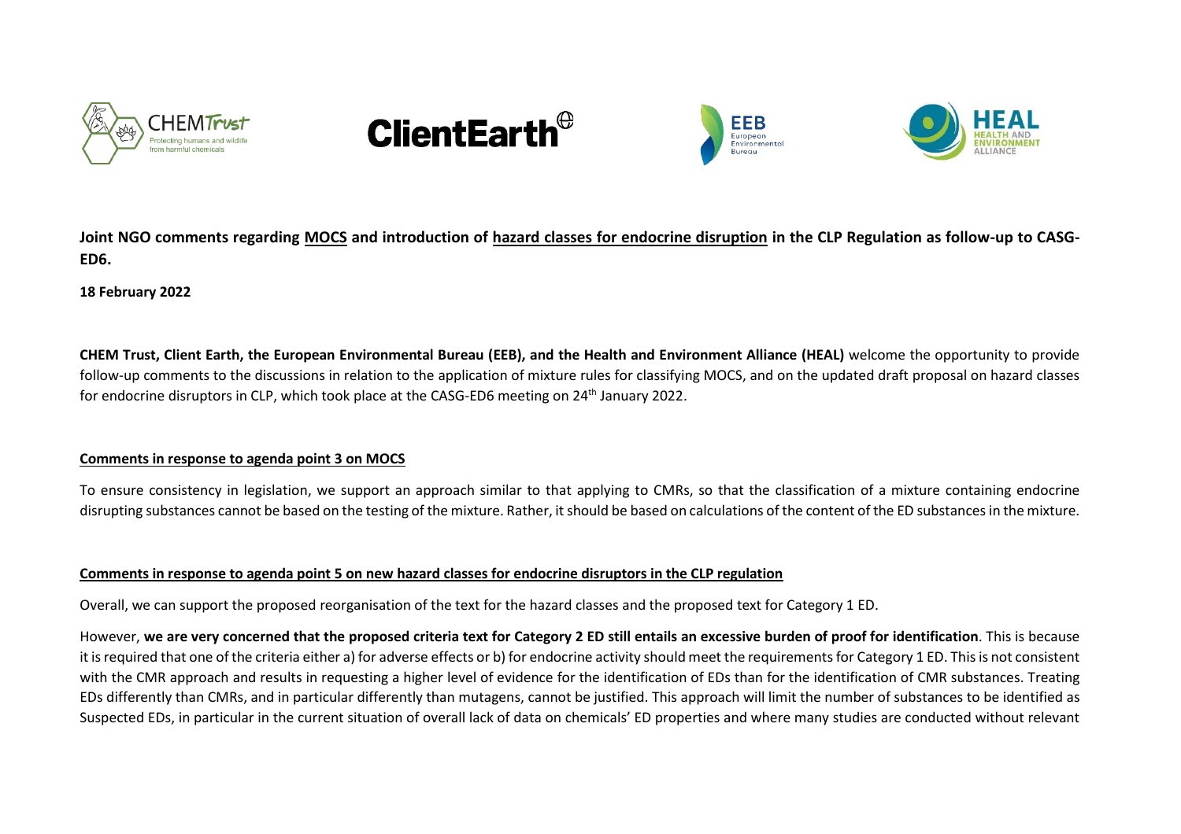**Joint NGO comments regarding MOCS and introduction of hazard classes for endocrine disruption in the CLP Regulation as follow-up to CASG-ED6.**

**18 February 2022**

**CHEM Trust, Client Earth, the European Environmental Bureau (EEB), and the Health and Environment Alliance (HEAL)** welcome the opportunity to provide follow-up comments to the discussions in relation to the application of mixture rules for classifying MOCS, and on the updated draft proposal on hazard classes for endocrine disruptors in CLP, which took place at the CASG-ED6 meeting on 24th January 2022.

## Comments in response to agenda point 3 on MOCS

To ensure consistency in legislation, we support an approach similar to that applying to CMRs, so that the classification of a mixture containing endocrine disrupting substances cannot be based on the testing of the mixture. Rather, it should be based on calculations of the content of the ED substances in the mixture.

## Comments in response to agenda point 5 on new hazard classes for endocrine disruptors in the CLP regulation

Overall, we can support the proposed reorganisation of the text for the hazard classes and the proposed text for Category 1 ED.

However, **we are very concerned that the proposed criteria text for Category 2 ED still entails an excessive burden of proof for identification**. This is because it is required that one of the criteria either a) for adverse effects or b) for endocrine activity should meet the requirements for Category 1 ED. This is not consistent with the CMR approach and results in requesting a higher level of evidence for the identification of EDs than for the identification of CMR substances. Treating EDs differently than CMRs, and in particular differently than mutagens, cannot be justified. This approach will limit the number of substances to be identified as Suspected EDs, in particular in the current situation of overall lack of data on chemicals' ED properties and where many studies are conducted without relevant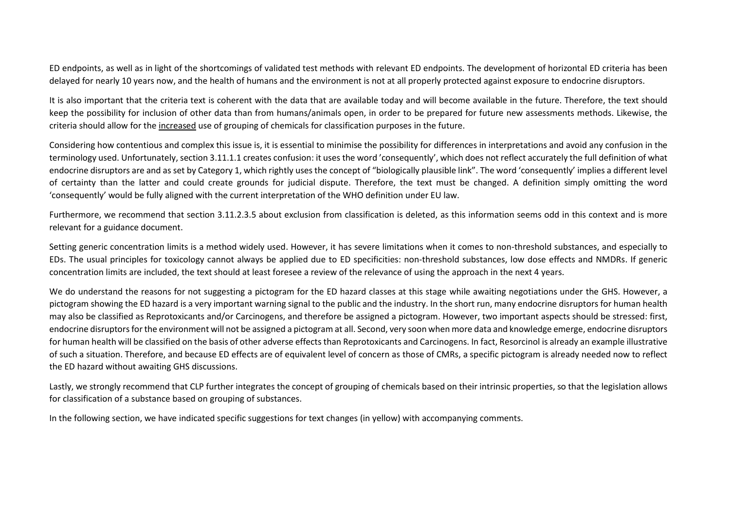ED endpoints, as well as in light of the shortcomings of validated test methods with relevant ED endpoints. The development of horizontal ED criteria has been delayed for nearly 10 years now, and the health of humans and the environment is not at all properly protected against exposure to endocrine disruptors.

It is also important that the criteria text is coherent with the data that are available today and will become available in the future. Therefore, the text should keep the possibility for inclusion of other data than from humans/animals open, in order to be prepared for future new assessments methods. Likewise, the criteria should allow for the <u>increased</u> use of grouping of chemicals for classification purposes in the future.

Considering how contentious and complex this issue is, it is essential to minimise the possibility for differences in interpretations and avoid any confusion in the terminology used. Unfortunately, section 3.11.1.1 creates confusion: it uses the word 'consequently', which does not reflect accurately the full definition of what endocrine disruptors are and as set by Category 1, which rightly uses the concept of "biologically plausible link". The word 'consequently' implies a different level of certainty than the latter and could create grounds for judicial dispute. Therefore, the text must be changed. A definition simply omitting the word 'consequently' would be fully aligned with the current interpretation of the WHO definition under EU law.

Furthermore, we recommend that section 3.11.2.3.5 about exclusion from classification is deleted, as this information seems odd in this context and is more relevant for a guidance document.

Setting generic concentration limits is a method widely used. However, it has severe limitations when it comes to non-threshold substances, and especially to EDs. The usual principles for toxicology cannot always be applied due to ED specificities: non-threshold substances, low dose effects and NMDRs. If generic concentration limits are included, the text should at least foresee a review of the relevance of using the approach in the next 4 years.

We do understand the reasons for not suggesting a pictogram for the ED hazard classes at this stage while awaiting negotiations under the GHS. However, a pictogram showing the ED hazard is a very important warning signal to the public and the industry. In the short run, many endocrine disruptors for human health may also be classified as Reprotoxicants and/or Carcinogens, and therefore be assigned a pictogram. However, two important aspects should be stressed: first, endocrine disruptors for the environment will not be assigned a pictogram at all. Second, very soon when more data and knowledge emerge, endocrine disruptors for human health will be classified on the basis of other adverse effects than Reprotoxicants and Carcinogens. In fact, Resorcinol is already an example illustrative of such a situation. Therefore, and because ED effects are of equivalent level of concern as those of CMRs, a specific pictogram is already needed now to reflect the ED hazard without awaiting GHS discussions.

Lastly, we strongly recommend that CLP further integrates the concept of grouping of chemicals based on their intrinsic properties, so that the legislation allows for classification of a substance based on grouping of substances.

In the following section, we have indicated specific suggestions for text changes (in yellow) with accompanying comments.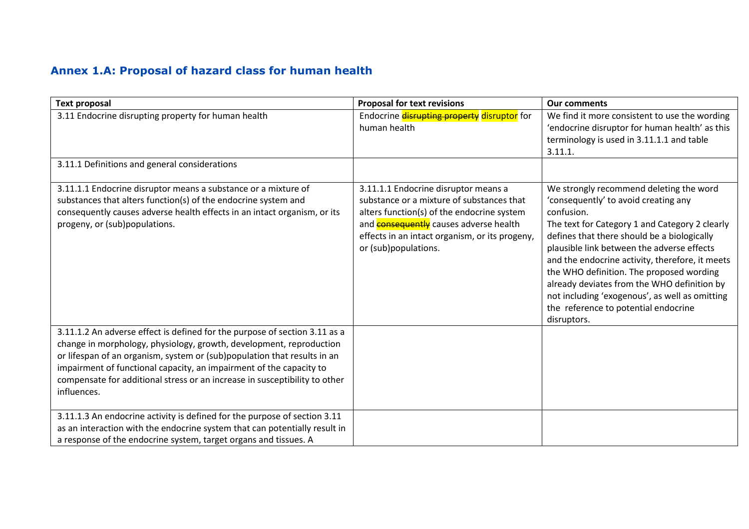## Annex 1.A: Proposal of hazard class for human health

| Text proposal | Proposal for text revisions | Our comments |
|---|---|---|
| 3.11 Endocrine disrupting property for human health | Endocrine ~~disrupting property~~ disruptor for human health | We find it more consistent to use the wording 'endocrine disruptor for human health' as this terminology is used in 3.11.1.1 and table 3.11.1. |
| 3.11.1 Definitions and general considerations | | |
| 3.11.1.1 Endocrine disruptor means a substance or a mixture of substances that alters function(s) of the endocrine system and consequently causes adverse health effects in an intact organism, or its progeny, or (sub)populations. | 3.11.1.1 Endocrine disruptor means a substance or a mixture of substances that alters function(s) of the endocrine system and ~~consequently~~ causes adverse health effects in an intact organism, or its progeny, or (sub)populations. | We strongly recommend deleting the word 'consequently' to avoid creating any confusion.<br>The text for Category 1 and Category 2 clearly defines that there should be a biologically plausible link between the adverse effects and the endocrine activity, therefore, it meets the WHO definition. The proposed wording already deviates from the WHO definition by not including 'exogenous', as well as omitting the reference to potential endocrine disruptors. |
| 3.11.1.2 An adverse effect is defined for the purpose of section 3.11 as a change in morphology, physiology, growth, development, reproduction or lifespan of an organism, system or (sub)population that results in an impairment of functional capacity, an impairment of the capacity to compensate for additional stress or an increase in susceptibility to other influences. | | |
| 3.11.1.3 An endocrine activity is defined for the purpose of section 3.11 as an interaction with the endocrine system that can potentially result in a response of the endocrine system, target organs and tissues. A | | |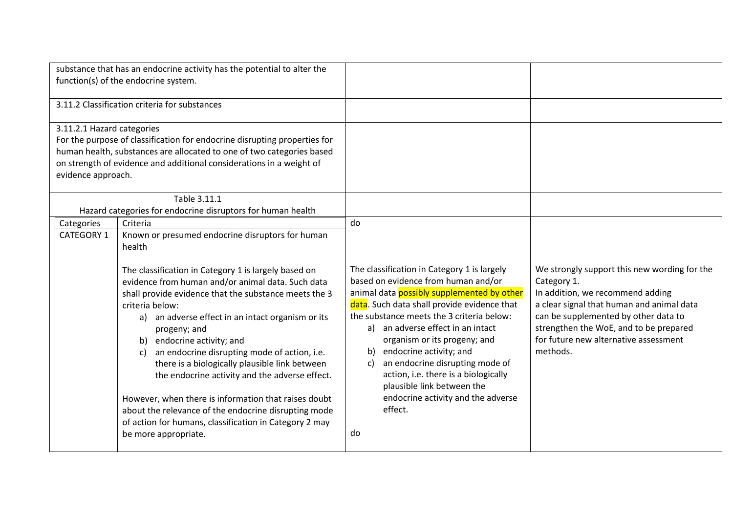| | | |
|---|---|---|
| substance that has an endocrine activity has the potential to alter the function(s) of the endocrine system. | | |
| 3.11.2 Classification criteria for substances | | |
| 3.11.2.1 Hazard categories<br>For the purpose of classification for endocrine disrupting properties for human health, substances are allocated to one of two categories based on strength of evidence and additional considerations in a weight of evidence approach. | | |
| Table 3.11.1<br>Hazard categories for endocrine disruptors for human health | | |
| **Categories** / **Criteria** | do | |
| CATEGORY 1 — Known or presumed endocrine disruptors for human health<br><br>The classification in Category 1 is largely based on evidence from human and/or animal data. Such data shall provide evidence that the substance meets the 3 criteria below:<br>a) an adverse effect in an intact organism or its progeny; and<br>b) endocrine activity; and<br>c) an endocrine disrupting mode of action, i.e. there is a biologically plausible link between the endocrine activity and the adverse effect.<br><br>However, when there is information that raises doubt about the relevance of the endocrine disrupting mode of action for humans, classification in Category 2 may be more appropriate. | The classification in Category 1 is largely based on evidence from human and/or animal data possibly supplemented by other data. Such data shall provide evidence that the substance meets the 3 criteria below:<br>a) an adverse effect in an intact organism or its progeny; and<br>b) endocrine activity; and<br>c) an endocrine disrupting mode of action, i.e. there is a biologically plausible link between the endocrine activity and the adverse effect.<br><br>do | We strongly support this new wording for the Category 1.<br>In addition, we recommend adding a clear signal that human and animal data can be supplemented by other data to strengthen the WoE, and to be prepared for future new alternative assessment methods. |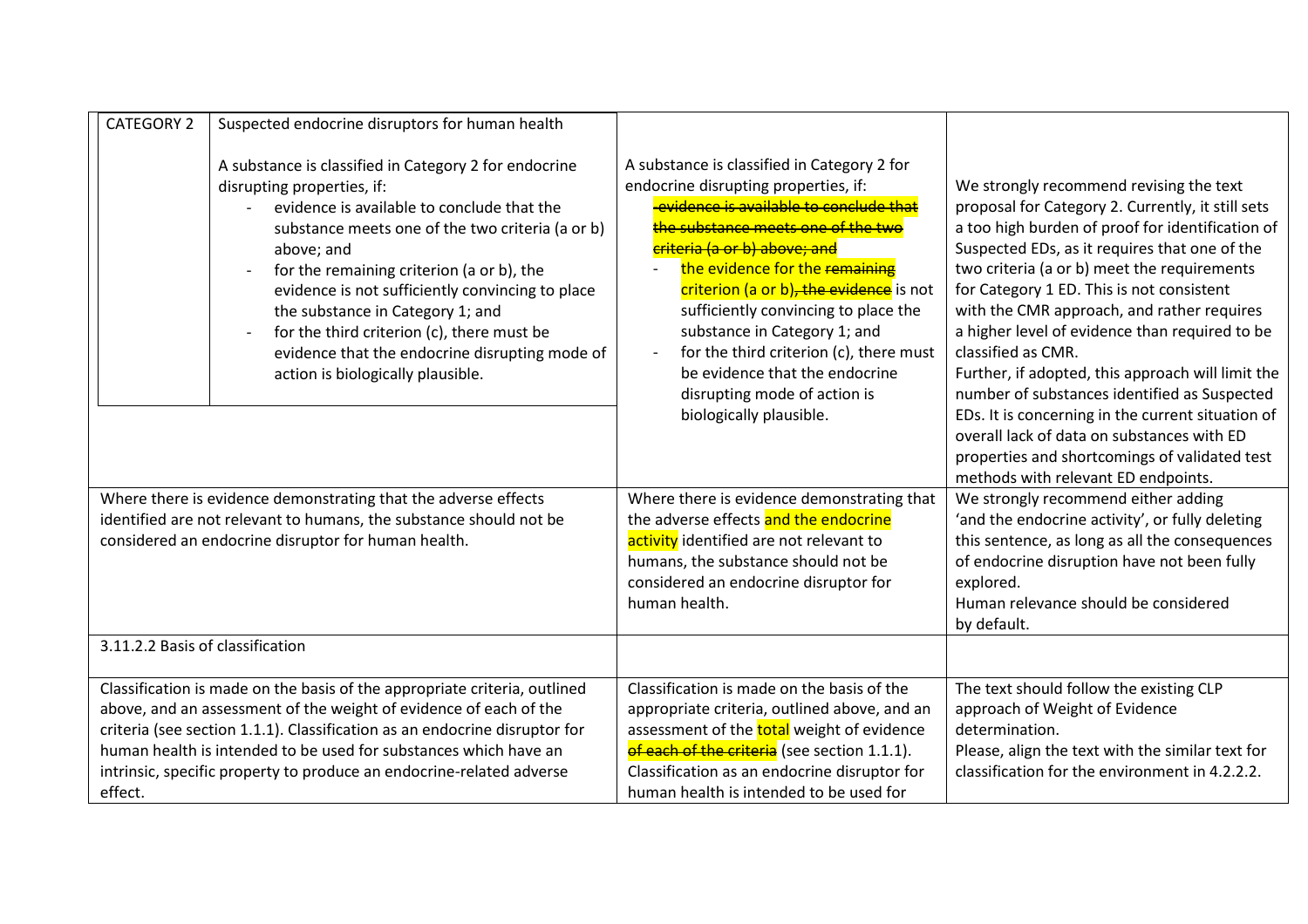| | | |
|---|---|---|
| CATEGORY 2 — Suspected endocrine disruptors for human health<br><br>A substance is classified in Category 2 for endocrine disrupting properties, if:<br>- evidence is available to conclude that the substance meets one of the two criteria (a or b) above; and<br>- for the remaining criterion (a or b), the evidence is not sufficiently convincing to place the substance in Category 1; and<br>- for the third criterion (c), there must be evidence that the endocrine disrupting mode of action is biologically plausible. | A substance is classified in Category 2 for endocrine disrupting properties, if:<br>~~-evidence is available to conclude that the substance meets one of the two criteria (a or b) above; and~~<br>- the evidence for the ~~remaining~~ criterion (a or b)~~, the evidence~~ is not sufficiently convincing to place the substance in Category 1; and<br>- for the third criterion (c), there must be evidence that the endocrine disrupting mode of action is biologically plausible. | We strongly recommend revising the text proposal for Category 2. Currently, it still sets a too high burden of proof for identification of Suspected EDs, as it requires that one of the two criteria (a or b) meet the requirements for Category 1 ED. This is not consistent with the CMR approach, and rather requires a higher level of evidence than required to be classified as CMR.<br>Further, if adopted, this approach will limit the number of substances identified as Suspected EDs. It is concerning in the current situation of overall lack of data on substances with ED properties and shortcomings of validated test methods with relevant ED endpoints. |
| Where there is evidence demonstrating that the adverse effects identified are not relevant to humans, the substance should not be considered an endocrine disruptor for human health. | Where there is evidence demonstrating that the adverse effects and the endocrine activity identified are not relevant to humans, the substance should not be considered an endocrine disruptor for human health. | We strongly recommend either adding 'and the endocrine activity', or fully deleting this sentence, as long as all the consequences of endocrine disruption have not been fully explored.<br>Human relevance should be considered by default. |
| 3.11.2.2 Basis of classification | | |
| Classification is made on the basis of the appropriate criteria, outlined above, and an assessment of the weight of evidence of each of the criteria (see section 1.1.1). Classification as an endocrine disruptor for human health is intended to be used for substances which have an intrinsic, specific property to produce an endocrine-related adverse effect. | Classification is made on the basis of the appropriate criteria, outlined above, and an assessment of the total weight of evidence ~~of each of the criteria~~ (see section 1.1.1). Classification as an endocrine disruptor for human health is intended to be used for | The text should follow the existing CLP approach of Weight of Evidence determination.<br>Please, align the text with the similar text for classification for the environment in 4.2.2.2. |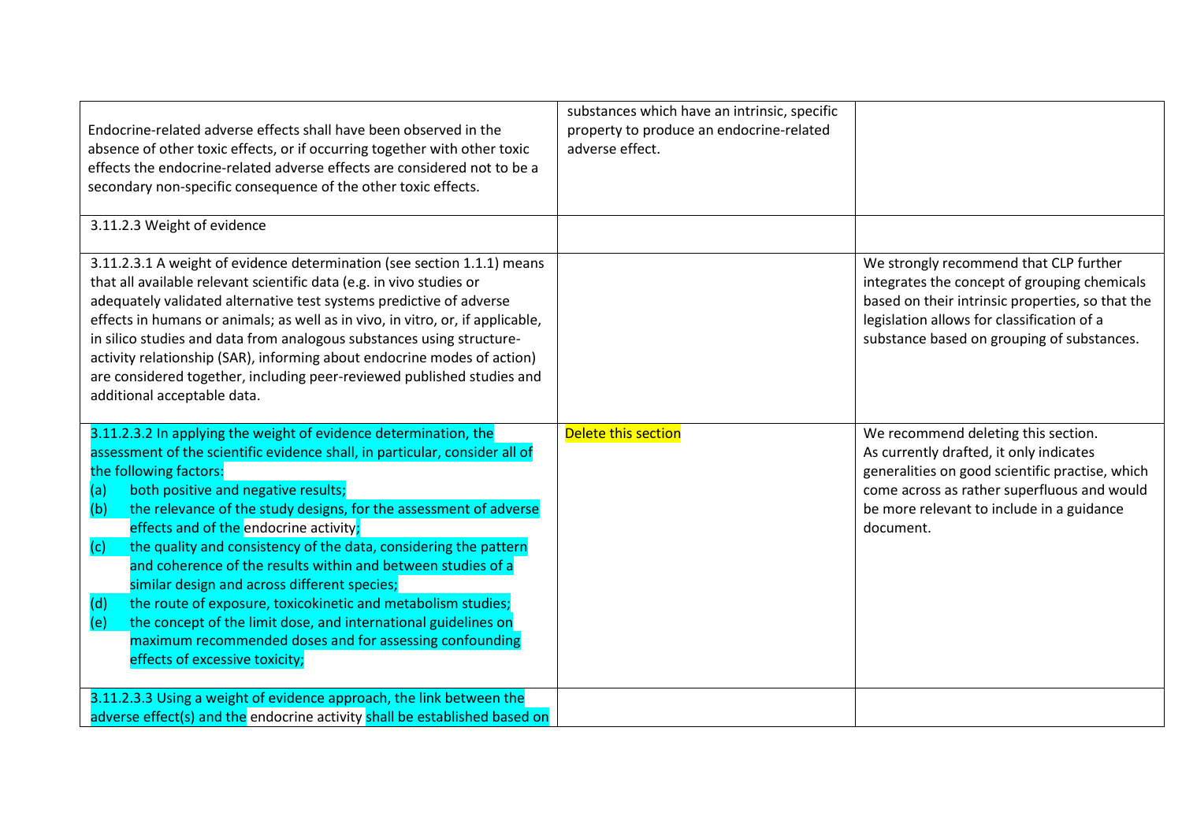| | | |
|---|---|---|
| Endocrine-related adverse effects shall have been observed in the absence of other toxic effects, or if occurring together with other toxic effects the endocrine-related adverse effects are considered not to be a secondary non-specific consequence of the other toxic effects. | substances which have an intrinsic, specific property to produce an endocrine-related adverse effect. | |
| 3.11.2.3 Weight of evidence | | |
| 3.11.2.3.1 A weight of evidence determination (see section 1.1.1) means that all available relevant scientific data (e.g. in vivo studies or adequately validated alternative test systems predictive of adverse effects in humans or animals; as well as in vivo, in vitro, or, if applicable, in silico studies and data from analogous substances using structure-activity relationship (SAR), informing about endocrine modes of action) are considered together, including peer-reviewed published studies and additional acceptable data. | | We strongly recommend that CLP further integrates the concept of grouping chemicals based on their intrinsic properties, so that the legislation allows for classification of a substance based on grouping of substances. |
| 3.11.2.3.2 In applying the weight of evidence determination, the assessment of the scientific evidence shall, in particular, consider all of the following factors:<br>(a) both positive and negative results;<br>(b) the relevance of the study designs, for the assessment of adverse effects and of the endocrine activity;<br>(c) the quality and consistency of the data, considering the pattern and coherence of the results within and between studies of a similar design and across different species;<br>(d) the route of exposure, toxicokinetic and metabolism studies;<br>(e) the concept of the limit dose, and international guidelines on maximum recommended doses and for assessing confounding effects of excessive toxicity; | Delete this section | We recommend deleting this section.<br>As currently drafted, it only indicates generalities on good scientific practise, which come across as rather superfluous and would be more relevant to include in a guidance document. |
| 3.11.2.3.3 Using a weight of evidence approach, the link between the adverse effect(s) and the endocrine activity shall be established based on | | |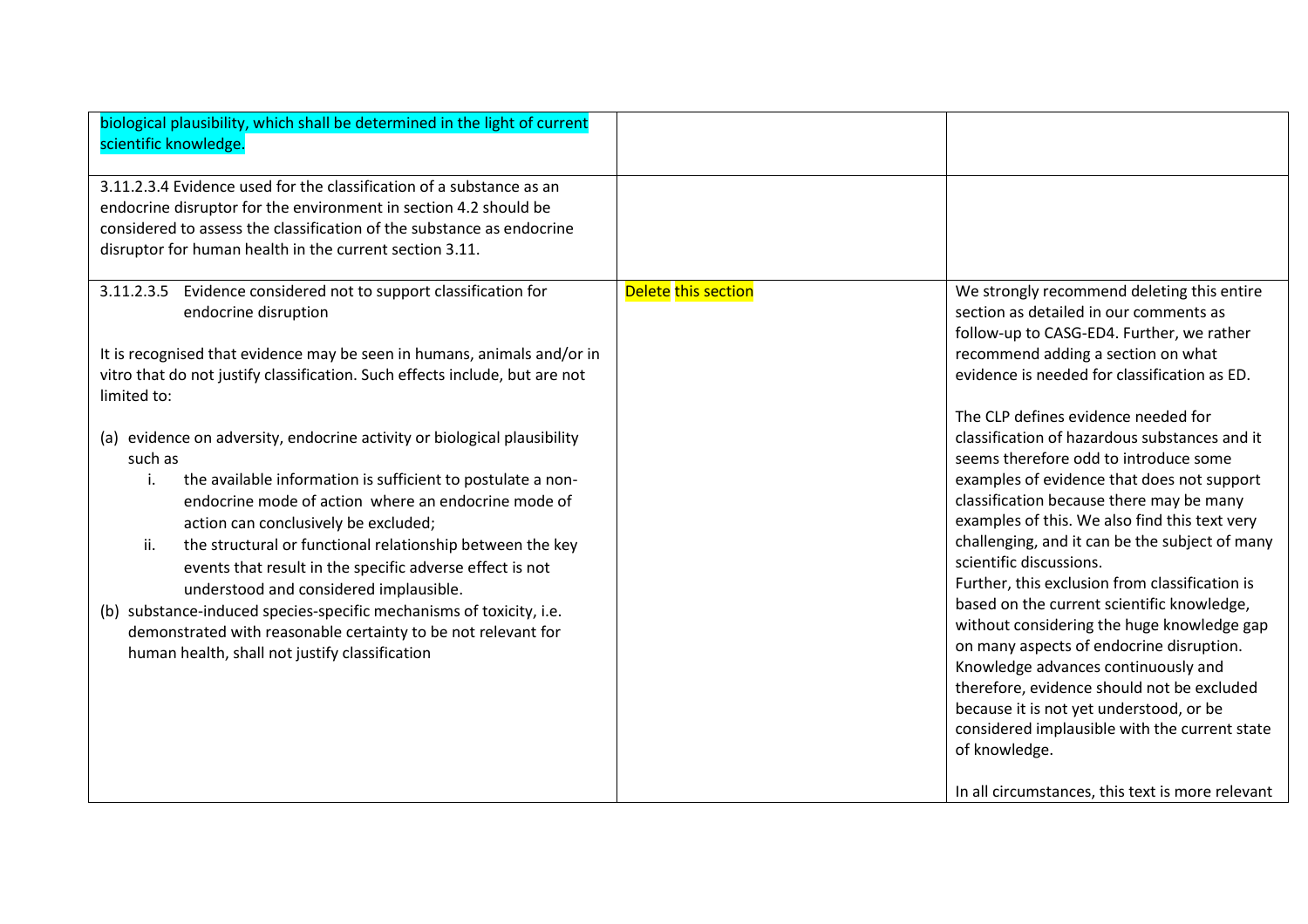| | | |
|---|---|---|
| biological plausibility, which shall be determined in the light of current scientific knowledge. | | |
| 3.11.2.3.4 Evidence used for the classification of a substance as an endocrine disruptor for the environment in section 4.2 should be considered to assess the classification of the substance as endocrine disruptor for human health in the current section 3.11. | | |
| 3.11.2.3.5 Evidence considered not to support classification for endocrine disruption<br><br>It is recognised that evidence may be seen in humans, animals and/or in vitro that do not justify classification. Such effects include, but are not limited to:<br><br>(a) evidence on adversity, endocrine activity or biological plausibility such as<br>i. the available information is sufficient to postulate a non-endocrine mode of action where an endocrine mode of action can conclusively be excluded;<br>ii. the structural or functional relationship between the key events that result in the specific adverse effect is not understood and considered implausible.<br>(b) substance-induced species-specific mechanisms of toxicity, i.e. demonstrated with reasonable certainty to be not relevant for human health, shall not justify classification | Delete this section | We strongly recommend deleting this entire section as detailed in our comments as follow-up to CASG-ED4. Further, we rather recommend adding a section on what evidence is needed for classification as ED.<br><br>The CLP defines evidence needed for classification of hazardous substances and it seems therefore odd to introduce some examples of evidence that does not support classification because there may be many examples of this. We also find this text very challenging, and it can be the subject of many scientific discussions.<br>Further, this exclusion from classification is based on the current scientific knowledge, without considering the huge knowledge gap on many aspects of endocrine disruption. Knowledge advances continuously and therefore, evidence should not be excluded because it is not yet understood, or be considered implausible with the current state of knowledge.<br><br>In all circumstances, this text is more relevant |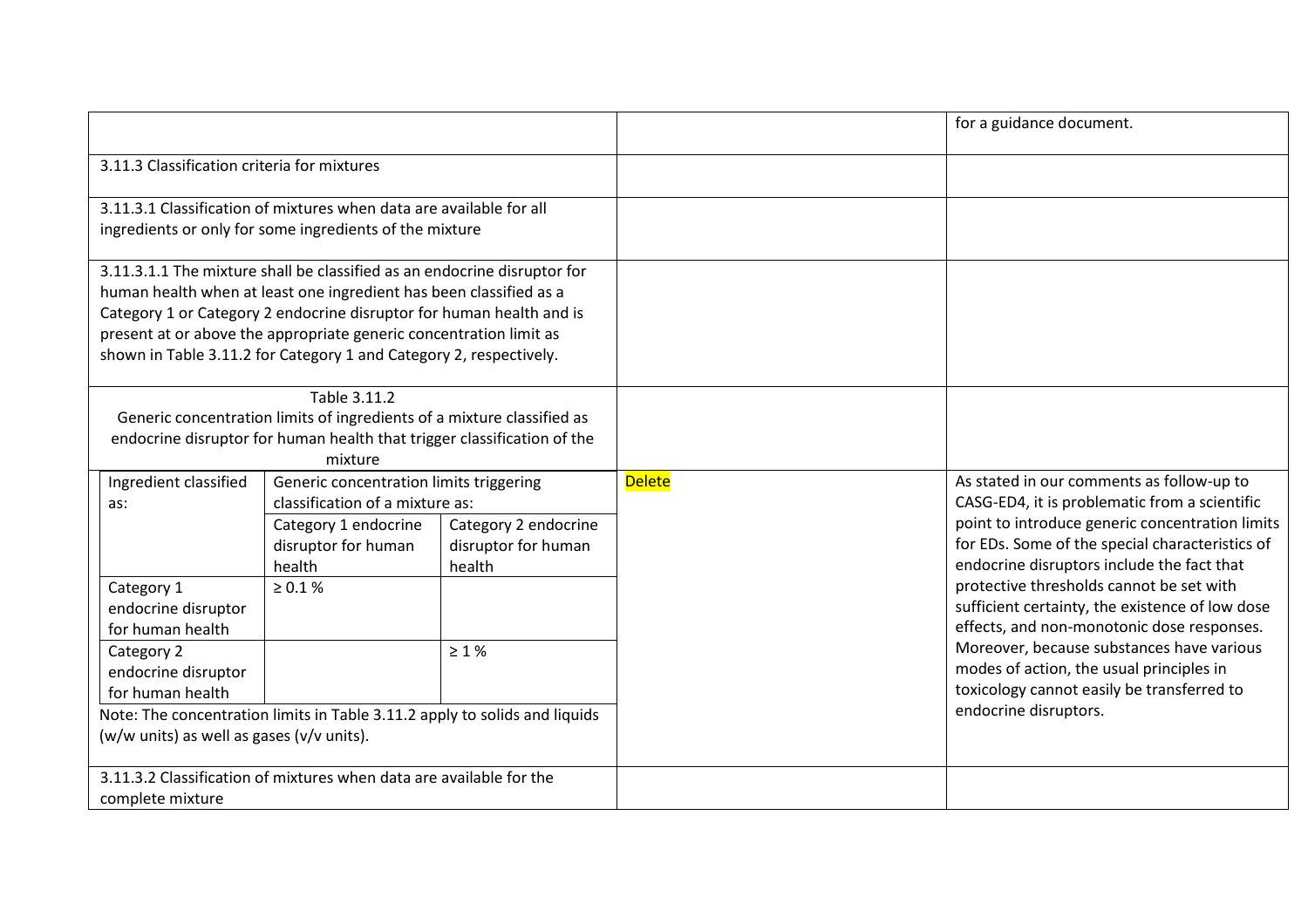| | | |
|---|---|---|
| | | for a guidance document. |
| 3.11.3 Classification criteria for mixtures | | |
| 3.11.3.1 Classification of mixtures when data are available for all ingredients or only for some ingredients of the mixture | | |
| 3.11.3.1.1 The mixture shall be classified as an endocrine disruptor for human health when at least one ingredient has been classified as a Category 1 or Category 2 endocrine disruptor for human health and is present at or above the appropriate generic concentration limit as shown in Table 3.11.2 for Category 1 and Category 2, respectively. | | |
| Table 3.11.2<br>Generic concentration limits of ingredients of a mixture classified as endocrine disruptor for human health that trigger classification of the mixture | | |
| Ingredient classified as: / Generic concentration limits triggering classification of a mixture as: Category 1 endocrine disruptor for human health; Category 2 endocrine disruptor for human health<br>Category 1 endocrine disruptor for human health: ≥ 0.1 % (Category 1); — (Category 2)<br>Category 2 endocrine disruptor for human health: — (Category 1); ≥ 1 % (Category 2)<br>Note: The concentration limits in Table 3.11.2 apply to solids and liquids (w/w units) as well as gases (v/v units). | Delete | As stated in our comments as follow-up to CASG-ED4, it is problematic from a scientific point to introduce generic concentration limits for EDs. Some of the special characteristics of endocrine disruptors include the fact that protective thresholds cannot be set with sufficient certainty, the existence of low dose effects, and non-monotonic dose responses. Moreover, because substances have various modes of action, the usual principles in toxicology cannot easily be transferred to endocrine disruptors. |
| 3.11.3.2 Classification of mixtures when data are available for the complete mixture | | |

Table 3.11.2 (nested table from the row above):

| Ingredient classified as: | Generic concentration limits triggering classification of a mixture as: | |
|---|---|---|
| | Category 1 endocrine disruptor for human health | Category 2 endocrine disruptor for human health |
| Category 1 endocrine disruptor for human health | ≥ 0.1 % | |
| Category 2 endocrine disruptor for human health | | ≥ 1 % |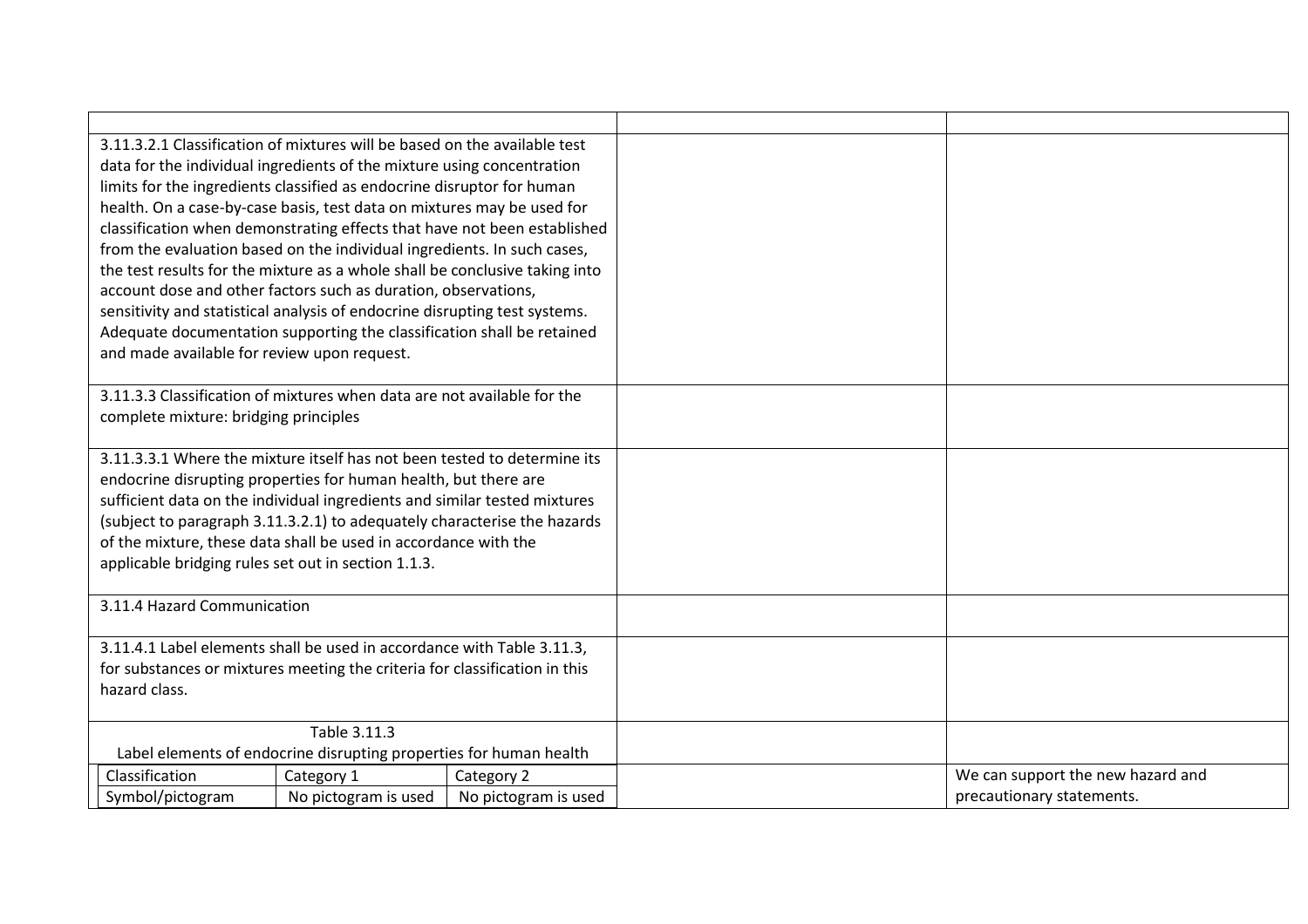| | | |
|---|---|---|
| 3.11.3.2.1 Classification of mixtures will be based on the available test data for the individual ingredients of the mixture using concentration limits for the ingredients classified as endocrine disruptor for human health. On a case-by-case basis, test data on mixtures may be used for classification when demonstrating effects that have not been established from the evaluation based on the individual ingredients. In such cases, the test results for the mixture as a whole shall be conclusive taking into account dose and other factors such as duration, observations, sensitivity and statistical analysis of endocrine disrupting test systems. Adequate documentation supporting the classification shall be retained and made available for review upon request. | | |
| 3.11.3.3 Classification of mixtures when data are not available for the complete mixture: bridging principles | | |
| 3.11.3.3.1 Where the mixture itself has not been tested to determine its endocrine disrupting properties for human health, but there are sufficient data on the individual ingredients and similar tested mixtures (subject to paragraph 3.11.3.2.1) to adequately characterise the hazards of the mixture, these data shall be used in accordance with the applicable bridging rules set out in section 1.1.3. | | |
| 3.11.4 Hazard Communication | | |
| 3.11.4.1 Label elements shall be used in accordance with Table 3.11.3, for substances or mixtures meeting the criteria for classification in this hazard class. | | |
| Table 3.11.3<br>Label elements of endocrine disrupting properties for human health | | |
| Classification: Category 1 / Category 2<br>Symbol/pictogram: No pictogram is used / No pictogram is used | | We can support the new hazard and precautionary statements. |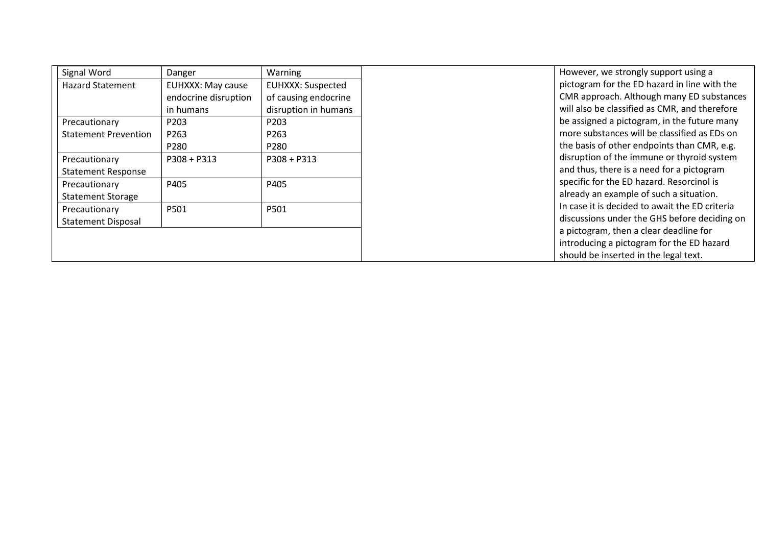| | | |
|---|---|---|
| Signal Word | Danger | Warning |
| Hazard Statement | EUHXXX: May cause endocrine disruption in humans | EUHXXX: Suspected of causing endocrine disruption in humans |
| Precautionary Statement Prevention | P203<br>P263<br>P280 | P203<br>P263<br>P280 |
| Precautionary Statement Response | P308 + P313 | P308 + P313 |
| Precautionary Statement Storage | P405 | P405 |
| Precautionary Statement Disposal | P501 | P501 |

However, we strongly support using a pictogram for the ED hazard in line with the CMR approach. Although many ED substances will also be classified as CMR, and therefore be assigned a pictogram, in the future many more substances will be classified as EDs on the basis of other endpoints than CMR, e.g. disruption of the immune or thyroid system and thus, there is a need for a pictogram specific for the ED hazard. Resorcinol is already an example of such a situation.
In case it is decided to await the ED criteria discussions under the GHS before deciding on a pictogram, then a clear deadline for introducing a pictogram for the ED hazard should be inserted in the legal text.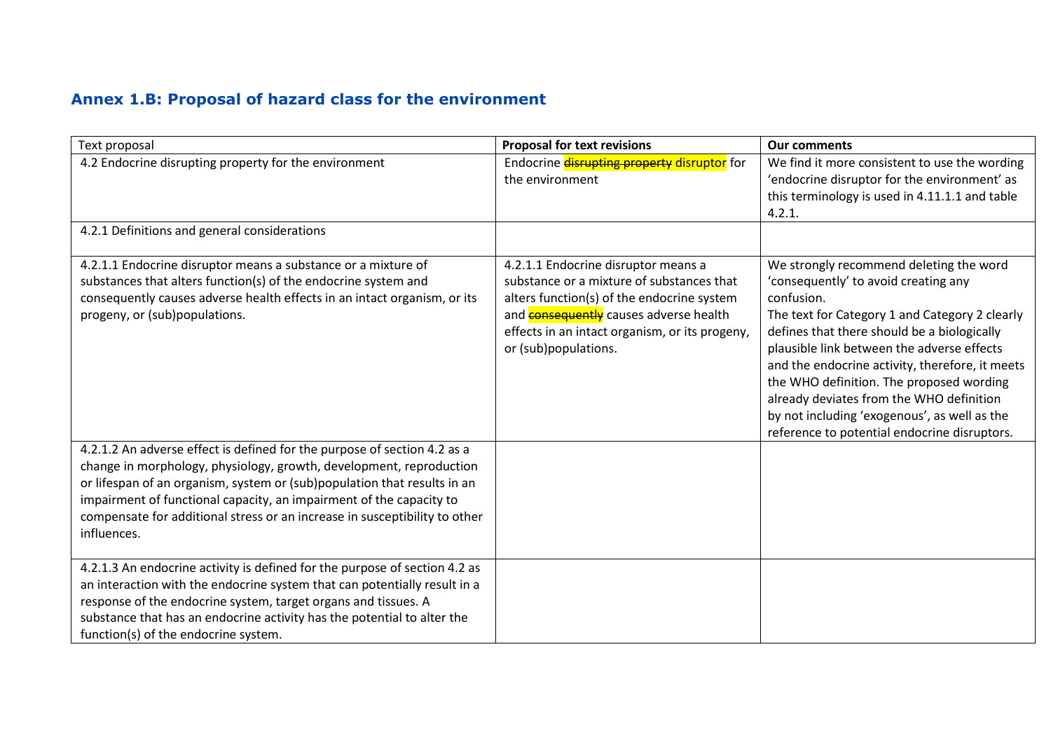## Annex 1.B: Proposal of hazard class for the environment

| Text proposal | **Proposal for text revisions** | **Our comments** |
|---|---|---|
| 4.2 Endocrine disrupting property for the environment | Endocrine ~~disrupting property~~ disruptor for the environment | We find it more consistent to use the wording 'endocrine disruptor for the environment' as this terminology is used in 4.11.1.1 and table 4.2.1. |
| 4.2.1 Definitions and general considerations | | |
| 4.2.1.1 Endocrine disruptor means a substance or a mixture of substances that alters function(s) of the endocrine system and consequently causes adverse health effects in an intact organism, or its progeny, or (sub)populations. | 4.2.1.1 Endocrine disruptor means a substance or a mixture of substances that alters function(s) of the endocrine system and ~~consequently~~ causes adverse health effects in an intact organism, or its progeny, or (sub)populations. | We strongly recommend deleting the word 'consequently' to avoid creating any confusion. The text for Category 1 and Category 2 clearly defines that there should be a biologically plausible link between the adverse effects and the endocrine activity, therefore, it meets the WHO definition. The proposed wording already deviates from the WHO definition by not including 'exogenous', as well as the reference to potential endocrine disruptors. |
| 4.2.1.2 An adverse effect is defined for the purpose of section 4.2 as a change in morphology, physiology, growth, development, reproduction or lifespan of an organism, system or (sub)population that results in an impairment of functional capacity, an impairment of the capacity to compensate for additional stress or an increase in susceptibility to other influences. | | |
| 4.2.1.3 An endocrine activity is defined for the purpose of section 4.2 as an interaction with the endocrine system that can potentially result in a response of the endocrine system, target organs and tissues. A substance that has an endocrine activity has the potential to alter the function(s) of the endocrine system. | | |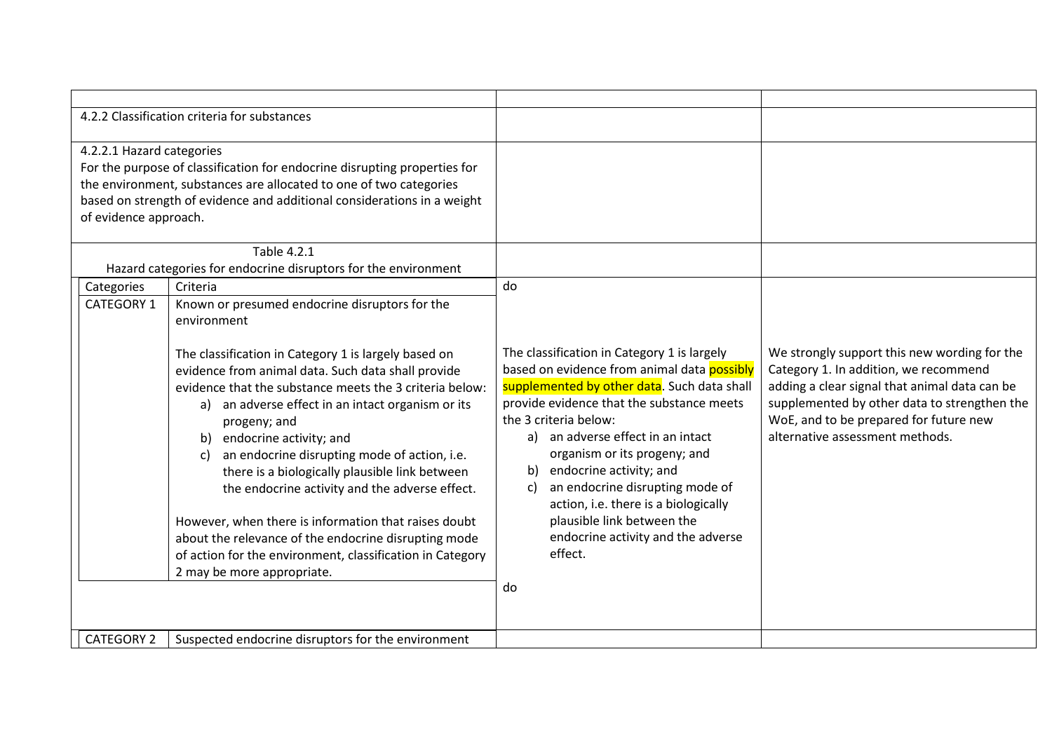| | | |
|---|---|---|
| 4.2.2 Classification criteria for substances | | |
| 4.2.2.1 Hazard categories<br>For the purpose of classification for endocrine disrupting properties for the environment, substances are allocated to one of two categories based on strength of evidence and additional considerations in a weight of evidence approach. | | |
| Table 4.2.1<br>Hazard categories for endocrine disruptors for the environment | | |
| **Categories** / **Criteria**<br>CATEGORY 1: Known or presumed endocrine disruptors for the environment<br><br>The classification in Category 1 is largely based on evidence from animal data. Such data shall provide evidence that the substance meets the 3 criteria below:<br>a) an adverse effect in an intact organism or its progeny; and<br>b) endocrine activity; and<br>c) an endocrine disrupting mode of action, i.e. there is a biologically plausible link between the endocrine activity and the adverse effect.<br><br>However, when there is information that raises doubt about the relevance of the endocrine disrupting mode of action for the environment, classification in Category 2 may be more appropriate. | do<br><br>The classification in Category 1 is largely based on evidence from animal data possibly supplemented by other data. Such data shall provide evidence that the substance meets the 3 criteria below:<br>a) an adverse effect in an intact organism or its progeny; and<br>b) endocrine activity; and<br>c) an endocrine disrupting mode of action, i.e. there is a biologically plausible link between the endocrine activity and the adverse effect.<br><br>do | We strongly support this new wording for the Category 1. In addition, we recommend adding a clear signal that animal data can be supplemented by other data to strengthen the WoE, and to be prepared for future new alternative assessment methods. |
| CATEGORY 2: Suspected endocrine disruptors for the environment | | |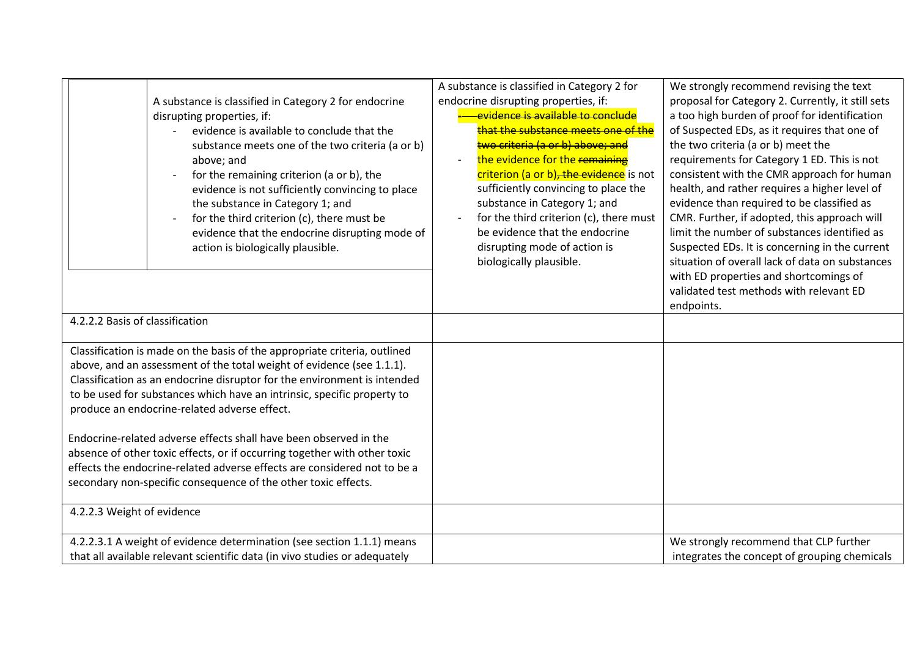| | | |
|---|---|---|
| A substance is classified in Category 2 for endocrine disrupting properties, if:<br>- evidence is available to conclude that the substance meets one of the two criteria (a or b) above; and<br>- for the remaining criterion (a or b), the evidence is not sufficiently convincing to place the substance in Category 1; and<br>- for the third criterion (c), there must be evidence that the endocrine disrupting mode of action is biologically plausible. | A substance is classified in Category 2 for endocrine disrupting properties, if:<br>- ~~evidence is available to conclude that the substance meets one of the two criteria (a or b) above; and~~<br>- the evidence for the ~~remaining~~ criterion (a or b)~~, the evidence~~ is not sufficiently convincing to place the substance in Category 1; and<br>- for the third criterion (c), there must be evidence that the endocrine disrupting mode of action is biologically plausible. | We strongly recommend revising the text proposal for Category 2. Currently, it still sets a too high burden of proof for identification of Suspected EDs, as it requires that one of the two criteria (a or b) meet the requirements for Category 1 ED. This is not consistent with the CMR approach for human health, and rather requires a higher level of evidence than required to be classified as CMR. Further, if adopted, this approach will limit the number of substances identified as Suspected EDs. It is concerning in the current situation of overall lack of data on substances with ED properties and shortcomings of validated test methods with relevant ED endpoints. |
| 4.2.2.2 Basis of classification | | |
| Classification is made on the basis of the appropriate criteria, outlined above, and an assessment of the total weight of evidence (see 1.1.1). Classification as an endocrine disruptor for the environment is intended to be used for substances which have an intrinsic, specific property to produce an endocrine-related adverse effect.<br><br>Endocrine-related adverse effects shall have been observed in the absence of other toxic effects, or if occurring together with other toxic effects the endocrine-related adverse effects are considered not to be a secondary non-specific consequence of the other toxic effects. | | |
| 4.2.2.3 Weight of evidence | | |
| 4.2.2.3.1 A weight of evidence determination (see section 1.1.1) means that all available relevant scientific data (in vivo studies or adequately | | We strongly recommend that CLP further integrates the concept of grouping chemicals |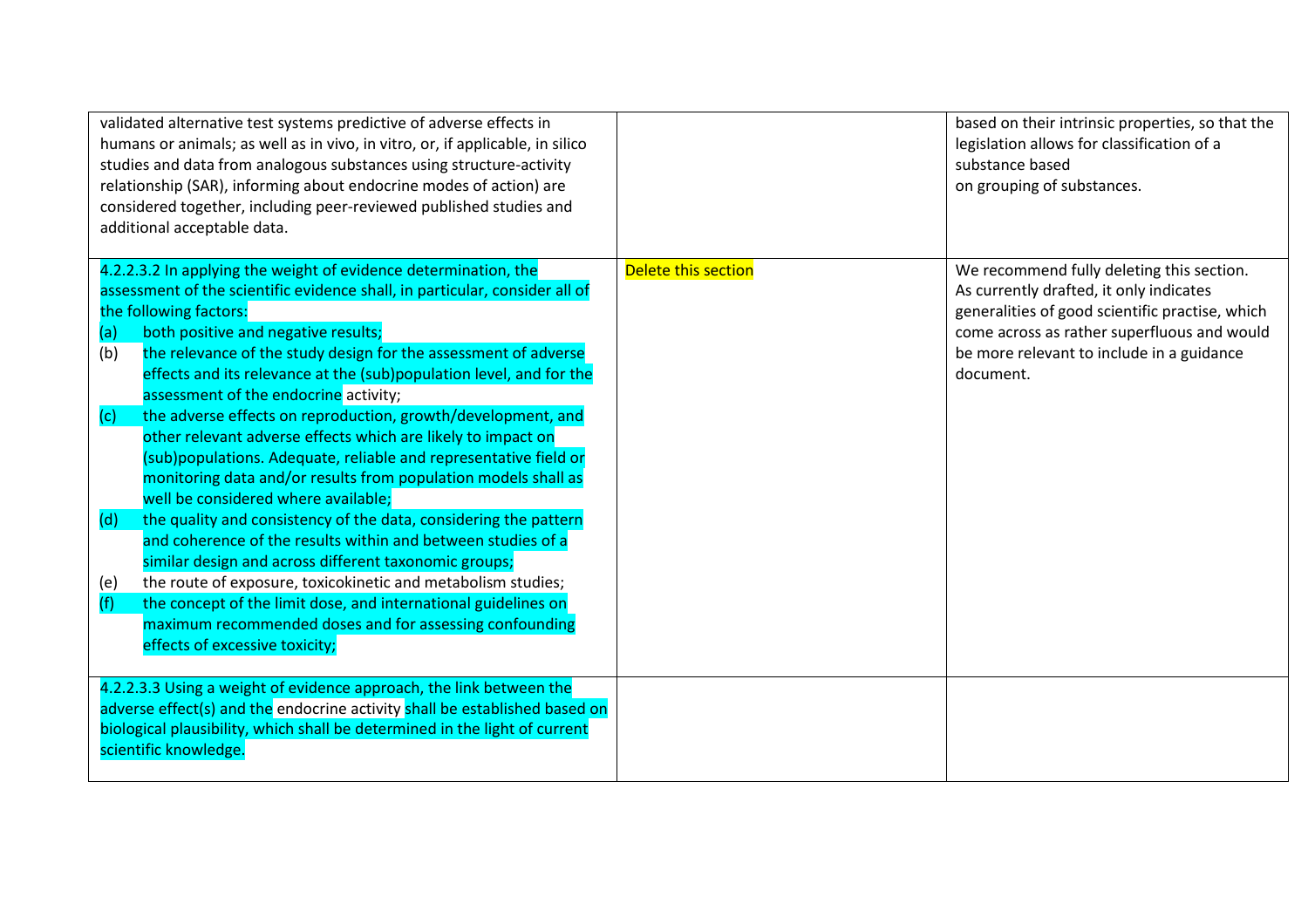| | | |
|---|---|---|
| validated alternative test systems predictive of adverse effects in humans or animals; as well as in vivo, in vitro, or, if applicable, in silico studies and data from analogous substances using structure-activity relationship (SAR), informing about endocrine modes of action) are considered together, including peer-reviewed published studies and additional acceptable data. | | based on their intrinsic properties, so that the legislation allows for classification of a substance based on grouping of substances. |
| 4.2.2.3.2 In applying the weight of evidence determination, the assessment of the scientific evidence shall, in particular, consider all of the following factors:<br>(a) both positive and negative results;<br>(b) the relevance of the study design for the assessment of adverse effects and its relevance at the (sub)population level, and for the assessment of the endocrine activity;<br>(c) the adverse effects on reproduction, growth/development, and other relevant adverse effects which are likely to impact on (sub)populations. Adequate, reliable and representative field or monitoring data and/or results from population models shall as well be considered where available;<br>(d) the quality and consistency of the data, considering the pattern and coherence of the results within and between studies of a similar design and across different taxonomic groups;<br>(e) the route of exposure, toxicokinetic and metabolism studies;<br>(f) the concept of the limit dose, and international guidelines on maximum recommended doses and for assessing confounding effects of excessive toxicity; | Delete this section | We recommend fully deleting this section. As currently drafted, it only indicates generalities of good scientific practise, which come across as rather superfluous and would be more relevant to include in a guidance document. |
| 4.2.2.3.3 Using a weight of evidence approach, the link between the adverse effect(s) and the endocrine activity shall be established based on biological plausibility, which shall be determined in the light of current scientific knowledge. | | |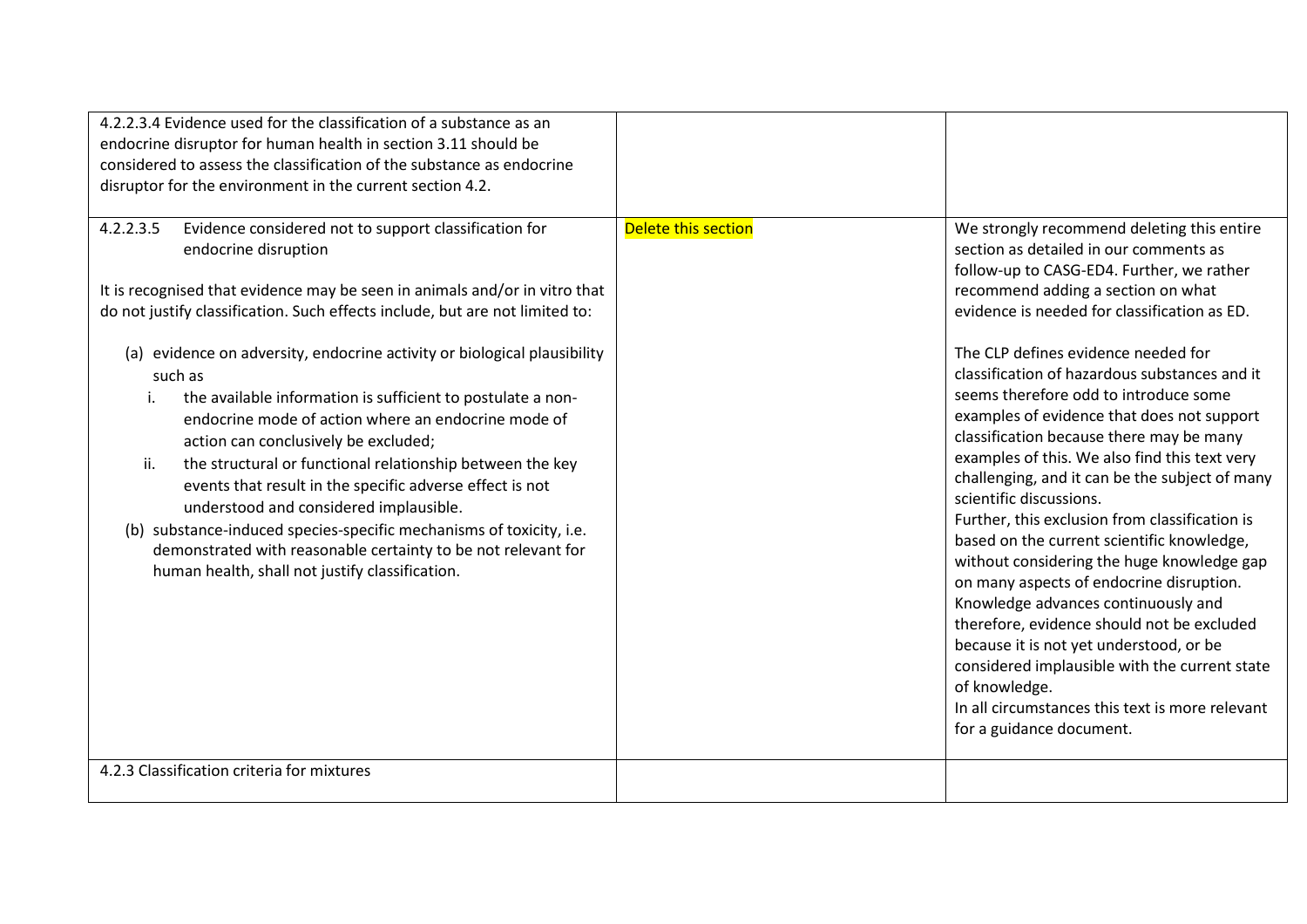| | | |
|---|---|---|
| 4.2.2.3.4 Evidence used for the classification of a substance as an endocrine disruptor for human health in section 3.11 should be considered to assess the classification of the substance as endocrine disruptor for the environment in the current section 4.2. | | |
| 4.2.2.3.5 Evidence considered not to support classification for endocrine disruption<br><br>It is recognised that evidence may be seen in animals and/or in vitro that do not justify classification. Such effects include, but are not limited to:<br><br>(a) evidence on adversity, endocrine activity or biological plausibility such as<br>i. the available information is sufficient to postulate a non-endocrine mode of action where an endocrine mode of action can conclusively be excluded;<br>ii. the structural or functional relationship between the key events that result in the specific adverse effect is not understood and considered implausible.<br>(b) substance-induced species-specific mechanisms of toxicity, i.e. demonstrated with reasonable certainty to be not relevant for human health, shall not justify classification. | Delete this section | We strongly recommend deleting this entire section as detailed in our comments as follow-up to CASG-ED4. Further, we rather recommend adding a section on what evidence is needed for classification as ED.<br><br>The CLP defines evidence needed for classification of hazardous substances and it seems therefore odd to introduce some examples of evidence that does not support classification because there may be many examples of this. We also find this text very challenging, and it can be the subject of many scientific discussions.<br>Further, this exclusion from classification is based on the current scientific knowledge, without considering the huge knowledge gap on many aspects of endocrine disruption. Knowledge advances continuously and therefore, evidence should not be excluded because it is not yet understood, or be considered implausible with the current state of knowledge.<br>In all circumstances this text is more relevant for a guidance document. |
| 4.2.3 Classification criteria for mixtures | | |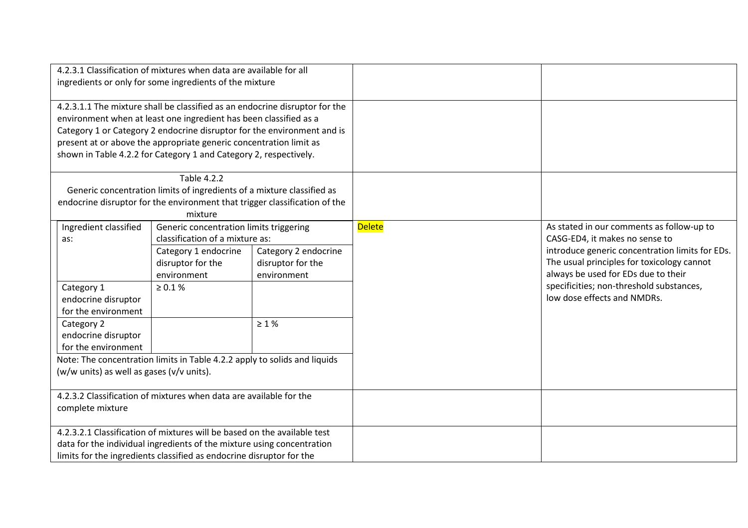| | | |
|---|---|---|
| 4.2.3.1 Classification of mixtures when data are available for all ingredients or only for some ingredients of the mixture | | |
| 4.2.3.1.1 The mixture shall be classified as an endocrine disruptor for the environment when at least one ingredient has been classified as a Category 1 or Category 2 endocrine disruptor for the environment and is present at or above the appropriate generic concentration limit as shown in Table 4.2.2 for Category 1 and Category 2, respectively. | | |
| Table 4.2.2<br>Generic concentration limits of ingredients of a mixture classified as endocrine disruptor for the environment that trigger classification of the mixture | | |
| (see nested table below) | Delete | As stated in our comments as follow-up to CASG-ED4, it makes no sense to introduce generic concentration limits for EDs. The usual principles for toxicology cannot always be used for EDs due to their specificities; non-threshold substances, low dose effects and NMDRs. |
| 4.2.3.2 Classification of mixtures when data are available for the complete mixture | | |
| 4.2.3.2.1 Classification of mixtures will be based on the available test data for the individual ingredients of the mixture using concentration limits for the ingredients classified as endocrine disruptor for the | | |

| Ingredient classified as: | Generic concentration limits triggering classification of a mixture as: | |
|---|---|---|
| | Category 1 endocrine disruptor for the environment | Category 2 endocrine disruptor for the environment |
| Category 1 endocrine disruptor for the environment | ≥ 0.1 % | |
| Category 2 endocrine disruptor for the environment | | ≥ 1 % |

Note: The concentration limits in Table 4.2.2 apply to solids and liquids (w/w units) as well as gases (v/v units).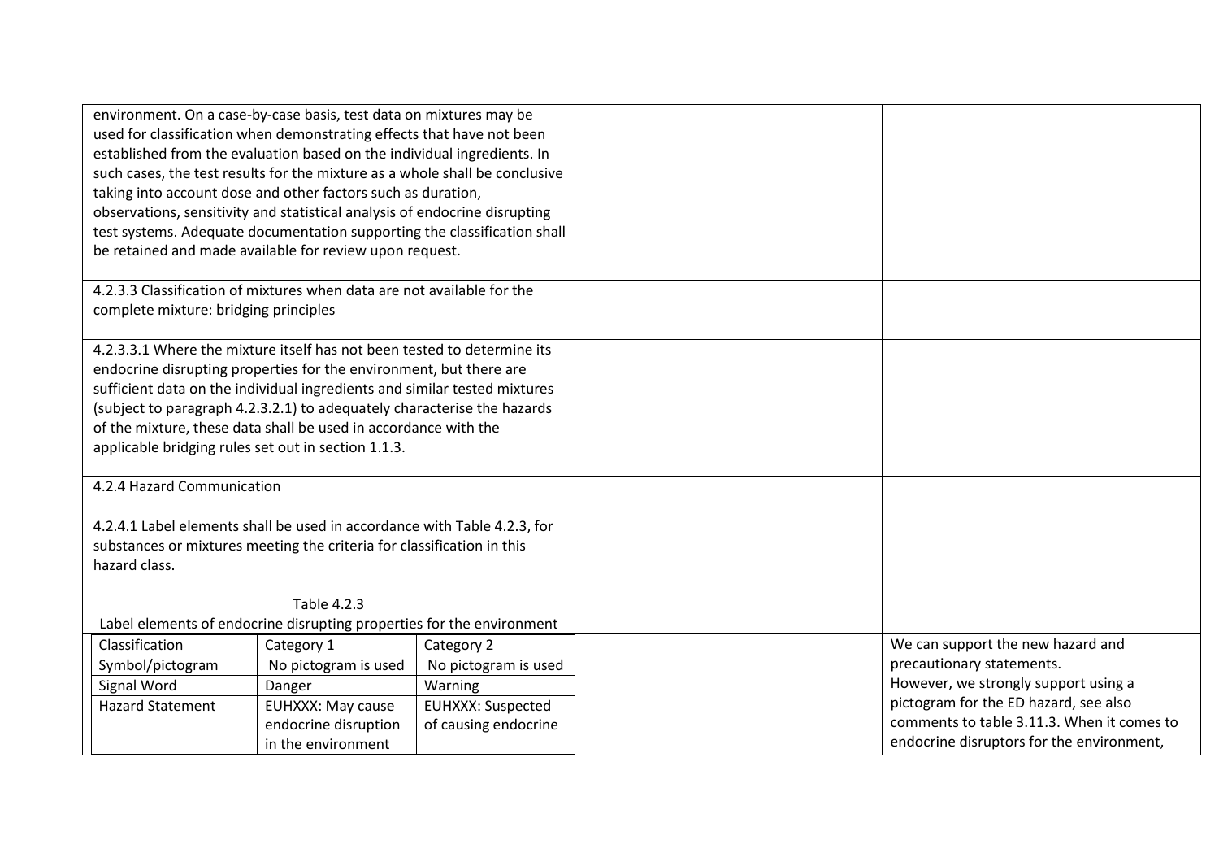| | | |
|---|---|---|
| environment. On a case-by-case basis, test data on mixtures may be used for classification when demonstrating effects that have not been established from the evaluation based on the individual ingredients. In such cases, the test results for the mixture as a whole shall be conclusive taking into account dose and other factors such as duration, observations, sensitivity and statistical analysis of endocrine disrupting test systems. Adequate documentation supporting the classification shall be retained and made available for review upon request. | | |
| 4.2.3.3 Classification of mixtures when data are not available for the complete mixture: bridging principles | | |
| 4.2.3.3.1 Where the mixture itself has not been tested to determine its endocrine disrupting properties for the environment, but there are sufficient data on the individual ingredients and similar tested mixtures (subject to paragraph 4.2.3.2.1) to adequately characterise the hazards of the mixture, these data shall be used in accordance with the applicable bridging rules set out in section 1.1.3. | | |
| 4.2.4 Hazard Communication | | |
| 4.2.4.1 Label elements shall be used in accordance with Table 4.2.3, for substances or mixtures meeting the criteria for classification in this hazard class. | | |
| Table 4.2.3<br>Label elements of endocrine disrupting properties for the environment | | |
| (see table below) | | We can support the new hazard and precautionary statements.<br>However, we strongly support using a pictogram for the ED hazard, see also comments to table 3.11.3. When it comes to endocrine disruptors for the environment, |

| Classification | Category 1 | Category 2 |
|---|---|---|
| Symbol/pictogram | No pictogram is used | No pictogram is used |
| Signal Word | Danger | Warning |
| Hazard Statement | EUHXXX: May cause endocrine disruption in the environment | EUHXXX: Suspected of causing endocrine |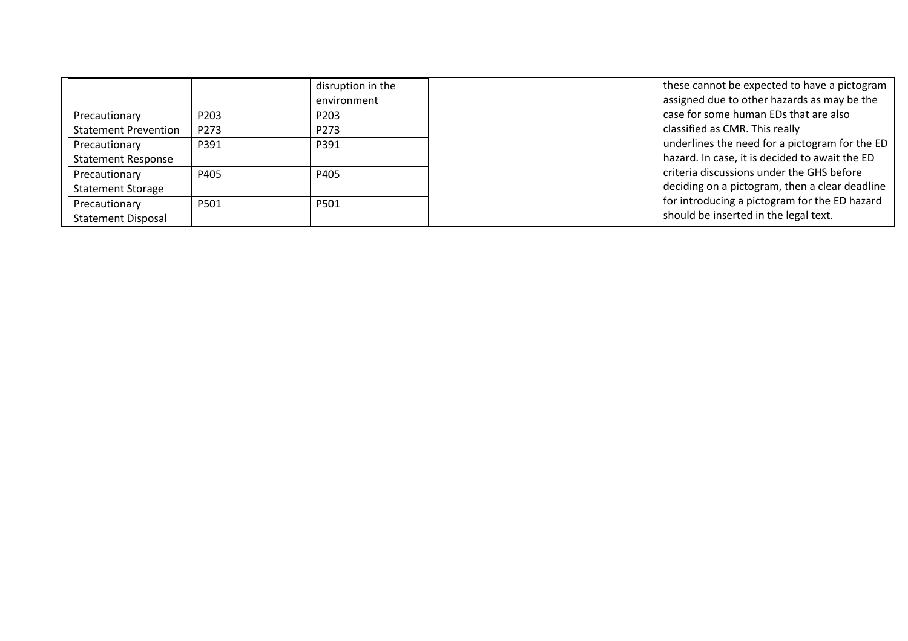| | | | | |
|---|---|---|---|---|
| | | disruption in the environment | | these cannot be expected to have a pictogram assigned due to other hazards as may be the case for some human EDs that are also classified as CMR. This really underlines the need for a pictogram for the ED hazard. In case, it is decided to await the ED criteria discussions under the GHS before deciding on a pictogram, then a clear deadline for introducing a pictogram for the ED hazard should be inserted in the legal text. |
| Precautionary Statement Prevention | P203 P273 | P203 P273 | | |
| Precautionary Statement Response | P391 | P391 | | |
| Precautionary Statement Storage | P405 | P405 | | |
| Precautionary Statement Disposal | P501 | P501 | | |